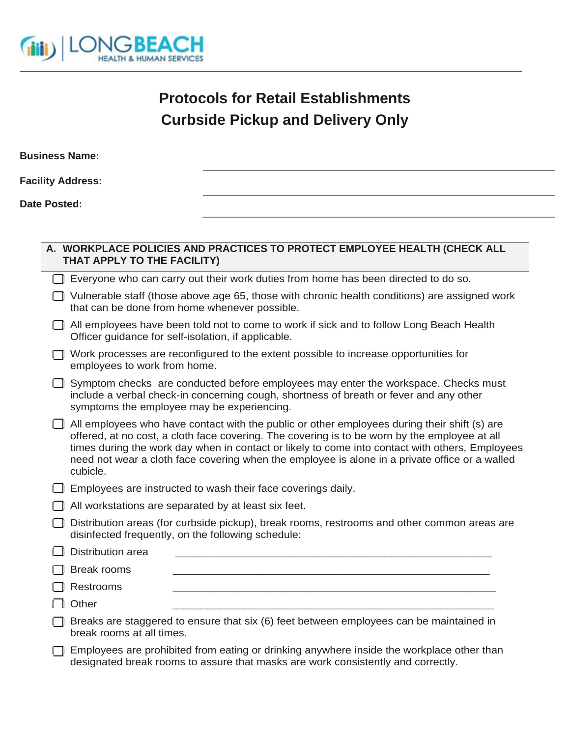LONG BEACH HEALTH & HUMAN SERVICES

# Protocols for Retail Establishments
# Curbside Pickup and Delivery Only

**Business Name:** ______________________________

**Facility Address:** ______________________________

**Date Posted:** ______________________________

## A. WORKPLACE POLICIES AND PRACTICES TO PROTECT EMPLOYEE HEALTH (CHECK ALL THAT APPLY TO THE FACILITY)

- ☐ Everyone who can carry out their work duties from home has been directed to do so.
- ☐ Vulnerable staff (those above age 65, those with chronic health conditions) are assigned work that can be done from home whenever possible.
- ☐ All employees have been told not to come to work if sick and to follow Long Beach Health Officer guidance for self-isolation, if applicable.
- ☐ Work processes are reconfigured to the extent possible to increase opportunities for employees to work from home.
- ☐ Symptom checks are conducted before employees may enter the workspace. Checks must include a verbal check-in concerning cough, shortness of breath or fever and any other symptoms the employee may be experiencing.
- ☐ All employees who have contact with the public or other employees during their shift (s) are offered, at no cost, a cloth face covering. The covering is to be worn by the employee at all times during the work day when in contact or likely to come into contact with others, Employees need not wear a cloth face covering when the employee is alone in a private office or a walled cubicle.
- ☐ Employees are instructed to wash their face coverings daily.
- ☐ All workstations are separated by at least six feet.
- ☐ Distribution areas (for curbside pickup), break rooms, restrooms and other common areas are disinfected frequently, on the following schedule:
- ☐ Distribution area ______________________________
- ☐ Break rooms ______________________________
- ☐ Restrooms ______________________________
- ☐ Other ______________________________
- ☐ Breaks are staggered to ensure that six (6) feet between employees can be maintained in break rooms at all times.
- ☐ Employees are prohibited from eating or drinking anywhere inside the workplace other than designated break rooms to assure that masks are work consistently and correctly.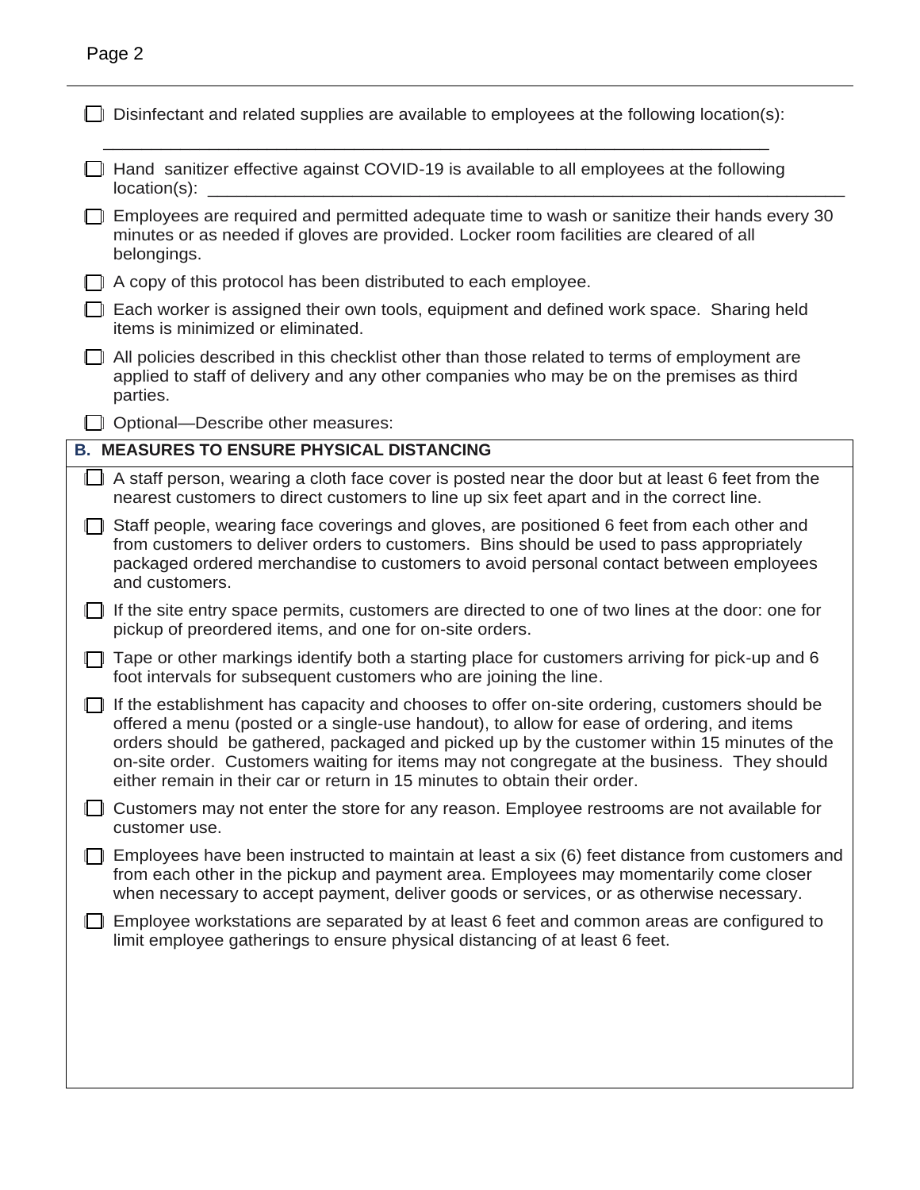- ☐ Disinfectant and related supplies are available to employees at the following location(s):

  ______________________________________________________________________

- ☐ Hand sanitizer effective against COVID-19 is available to all employees at the following location(s): ______________________________________________________________________

- ☐ Employees are required and permitted adequate time to wash or sanitize their hands every 30 minutes or as needed if gloves are provided. Locker room facilities are cleared of all belongings.

- ☐ A copy of this protocol has been distributed to each employee.

- ☐ Each worker is assigned their own tools, equipment and defined work space. Sharing held items is minimized or eliminated.

- ☐ All policies described in this checklist other than those related to terms of employment are applied to staff of delivery and any other companies who may be on the premises as third parties.

- ☐ Optional—Describe other measures:

## B. MEASURES TO ENSURE PHYSICAL DISTANCING

- ☐ A staff person, wearing a cloth face cover is posted near the door but at least 6 feet from the nearest customers to direct customers to line up six feet apart and in the correct line.

- ☐ Staff people, wearing face coverings and gloves, are positioned 6 feet from each other and from customers to deliver orders to customers. Bins should be used to pass appropriately packaged ordered merchandise to customers to avoid personal contact between employees and customers.

- ☐ If the site entry space permits, customers are directed to one of two lines at the door: one for pickup of preordered items, and one for on-site orders.

- ☐ Tape or other markings identify both a starting place for customers arriving for pick-up and 6 foot intervals for subsequent customers who are joining the line.

- ☐ If the establishment has capacity and chooses to offer on-site ordering, customers should be offered a menu (posted or a single-use handout), to allow for ease of ordering, and items orders should be gathered, packaged and picked up by the customer within 15 minutes of the on-site order. Customers waiting for items may not congregate at the business. They should either remain in their car or return in 15 minutes to obtain their order.

- ☐ Customers may not enter the store for any reason. Employee restrooms are not available for customer use.

- ☐ Employees have been instructed to maintain at least a six (6) feet distance from customers and from each other in the pickup and payment area. Employees may momentarily come closer when necessary to accept payment, deliver goods or services, or as otherwise necessary.

- ☐ Employee workstations are separated by at least 6 feet and common areas are configured to limit employee gatherings to ensure physical distancing of at least 6 feet.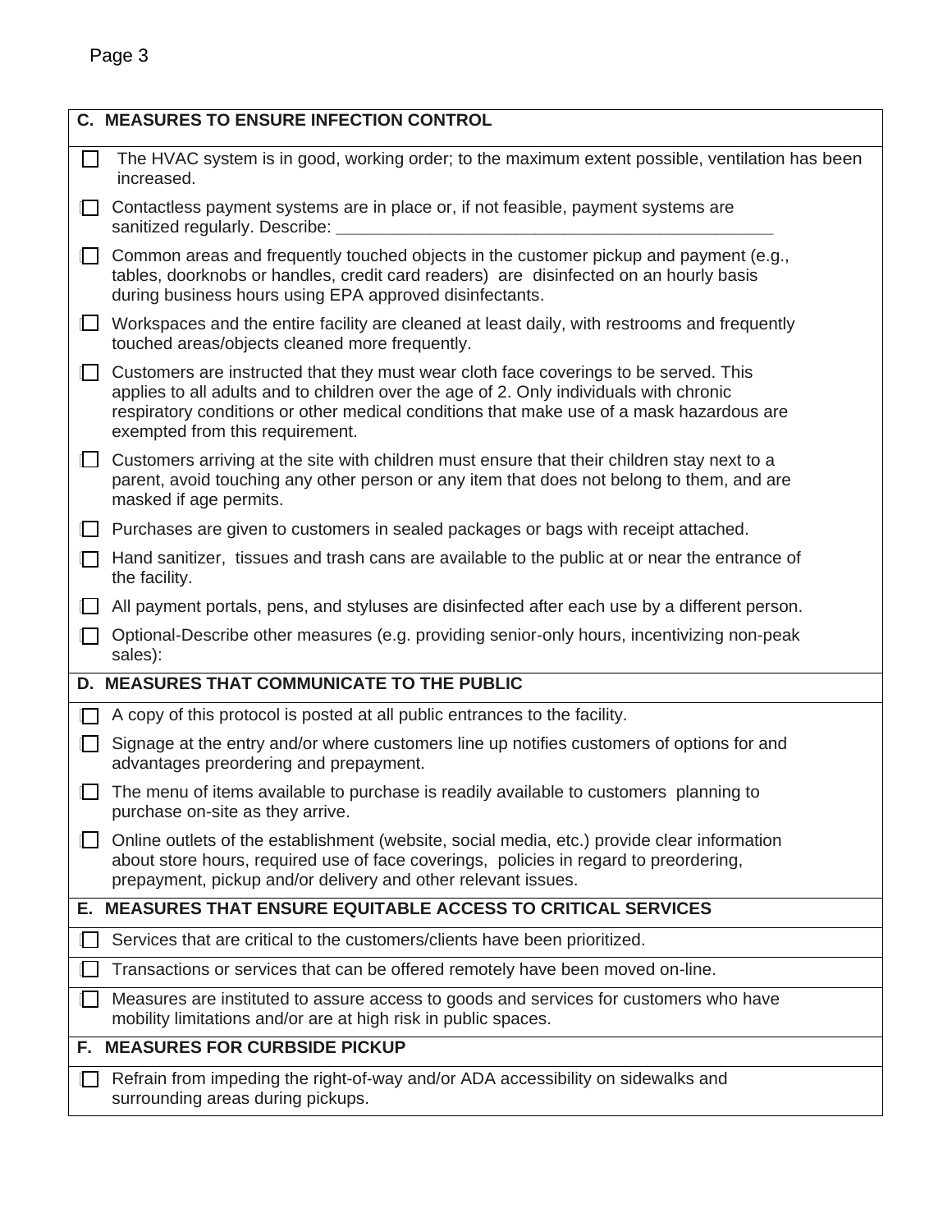## C. MEASURES TO ENSURE INFECTION CONTROL

- ☐ The HVAC system is in good, working order; to the maximum extent possible, ventilation has been increased.
- ☐ Contactless payment systems are in place or, if not feasible, payment systems are sanitized regularly. Describe: _______________________________________________
- ☐ Common areas and frequently touched objects in the customer pickup and payment (e.g., tables, doorknobs or handles, credit card readers) are disinfected on an hourly basis during business hours using EPA approved disinfectants.
- ☐ Workspaces and the entire facility are cleaned at least daily, with restrooms and frequently touched areas/objects cleaned more frequently.
- ☐ Customers are instructed that they must wear cloth face coverings to be served. This applies to all adults and to children over the age of 2. Only individuals with chronic respiratory conditions or other medical conditions that make use of a mask hazardous are exempted from this requirement.
- ☐ Customers arriving at the site with children must ensure that their children stay next to a parent, avoid touching any other person or any item that does not belong to them, and are masked if age permits.
- ☐ Purchases are given to customers in sealed packages or bags with receipt attached.
- ☐ Hand sanitizer, tissues and trash cans are available to the public at or near the entrance of the facility.
- ☐ All payment portals, pens, and styluses are disinfected after each use by a different person.
- ☐ Optional-Describe other measures (e.g. providing senior-only hours, incentivizing non-peak sales):

## D. MEASURES THAT COMMUNICATE TO THE PUBLIC

- ☐ A copy of this protocol is posted at all public entrances to the facility.
- ☐ Signage at the entry and/or where customers line up notifies customers of options for and advantages preordering and prepayment.
- ☐ The menu of items available to purchase is readily available to customers planning to purchase on-site as they arrive.
- ☐ Online outlets of the establishment (website, social media, etc.) provide clear information about store hours, required use of face coverings, policies in regard to preordering, prepayment, pickup and/or delivery and other relevant issues.

## E. MEASURES THAT ENSURE EQUITABLE ACCESS TO CRITICAL SERVICES

- ☐ Services that are critical to the customers/clients have been prioritized.
- ☐ Transactions or services that can be offered remotely have been moved on-line.
- ☐ Measures are instituted to assure access to goods and services for customers who have mobility limitations and/or are at high risk in public spaces.

## F. MEASURES FOR CURBSIDE PICKUP

- ☐ Refrain from impeding the right-of-way and/or ADA accessibility on sidewalks and surrounding areas during pickups.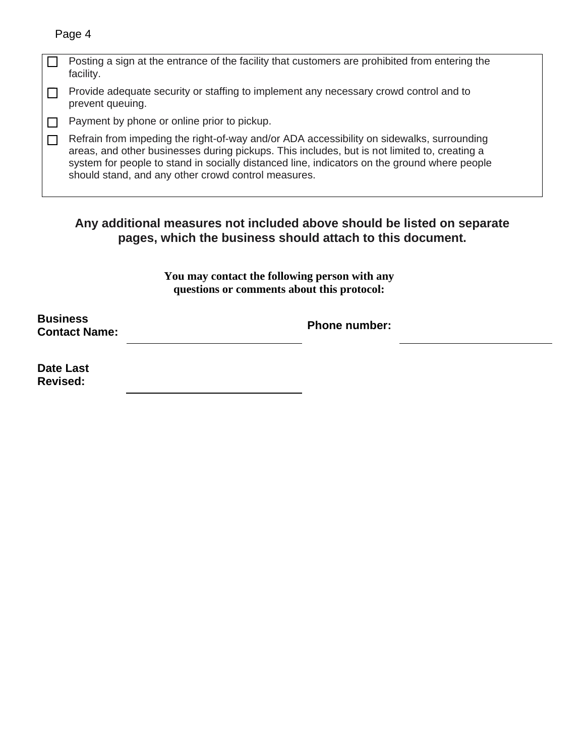- ☐ Posting a sign at the entrance of the facility that customers are prohibited from entering the facility.
- ☐ Provide adequate security or staffing to implement any necessary crowd control and to prevent queuing.
- ☐ Payment by phone or online prior to pickup.
- ☐ Refrain from impeding the right-of-way and/or ADA accessibility on sidewalks, surrounding areas, and other businesses during pickups. This includes, but is not limited to, creating a system for people to stand in socially distanced line, indicators on the ground where people should stand, and any other crowd control measures.

**Any additional measures not included above should be listed on separate pages, which the business should attach to this document.**

**You may contact the following person with any questions or comments about this protocol:**

**Business Contact Name:** ____________________ **Phone number:** ____________________

**Date Last Revised:** ____________________